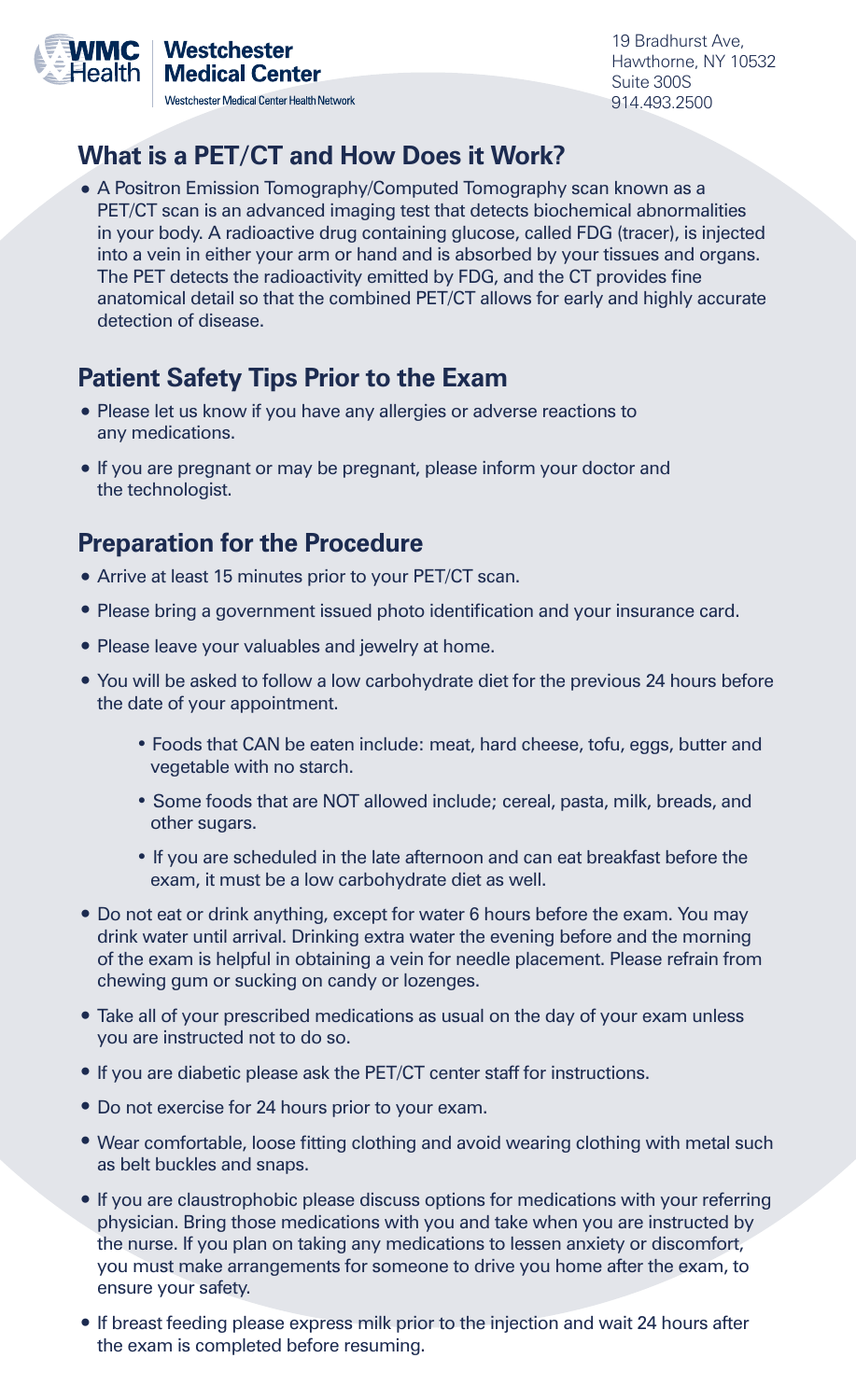WMC Health | Westchester Medical Center

Westchester Medical Center Health Network

19 Bradhurst Ave,
Hawthorne, NY 10532
Suite 300S
914.493.2500

## What is a PET/CT and How Does it Work?

- A Positron Emission Tomography/Computed Tomography scan known as a PET/CT scan is an advanced imaging test that detects biochemical abnormalities in your body. A radioactive drug containing glucose, called FDG (tracer), is injected into a vein in either your arm or hand and is absorbed by your tissues and organs. The PET detects the radioactivity emitted by FDG, and the CT provides fine anatomical detail so that the combined PET/CT allows for early and highly accurate detection of disease.

## Patient Safety Tips Prior to the Exam

- Please let us know if you have any allergies or adverse reactions to any medications.
- If you are pregnant or may be pregnant, please inform your doctor and the technologist.

## Preparation for the Procedure

- Arrive at least 15 minutes prior to your PET/CT scan.
- Please bring a government issued photo identification and your insurance card.
- Please leave your valuables and jewelry at home.
- You will be asked to follow a low carbohydrate diet for the previous 24 hours before the date of your appointment.
    - Foods that CAN be eaten include: meat, hard cheese, tofu, eggs, butter and vegetable with no starch.
    - Some foods that are NOT allowed include; cereal, pasta, milk, breads, and other sugars.
    - If you are scheduled in the late afternoon and can eat breakfast before the exam, it must be a low carbohydrate diet as well.
- Do not eat or drink anything, except for water 6 hours before the exam. You may drink water until arrival. Drinking extra water the evening before and the morning of the exam is helpful in obtaining a vein for needle placement. Please refrain from chewing gum or sucking on candy or lozenges.
- Take all of your prescribed medications as usual on the day of your exam unless you are instructed not to do so.
- If you are diabetic please ask the PET/CT center staff for instructions.
- Do not exercise for 24 hours prior to your exam.
- Wear comfortable, loose fitting clothing and avoid wearing clothing with metal such as belt buckles and snaps.
- If you are claustrophobic please discuss options for medications with your referring physician. Bring those medications with you and take when you are instructed by the nurse. If you plan on taking any medications to lessen anxiety or discomfort, you must make arrangements for someone to drive you home after the exam, to ensure your safety.
- If breast feeding please express milk prior to the injection and wait 24 hours after the exam is completed before resuming.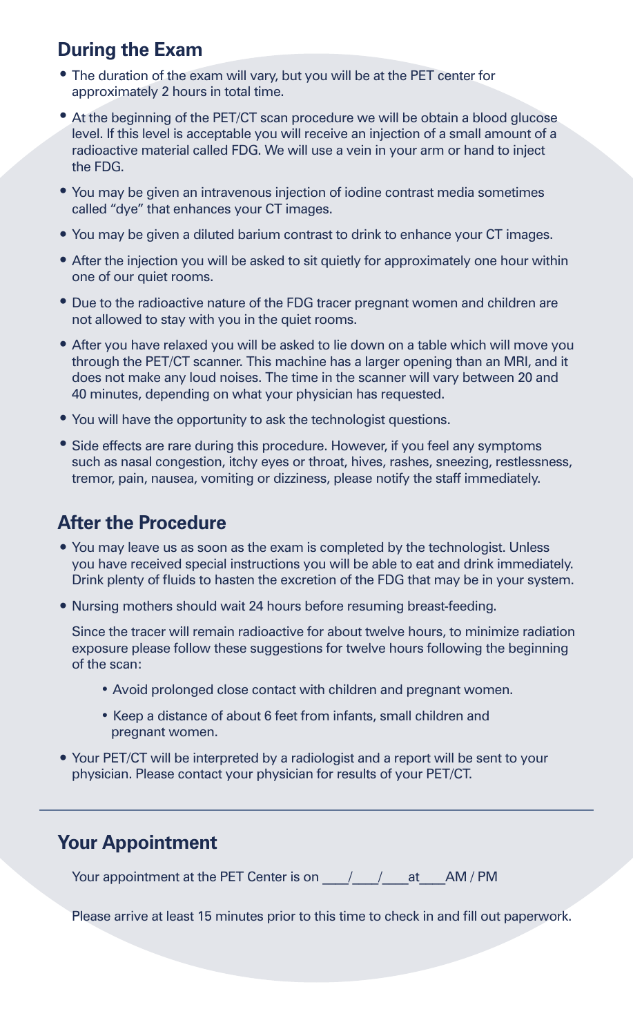## During the Exam

- The duration of the exam will vary, but you will be at the PET center for approximately 2 hours in total time.
- At the beginning of the PET/CT scan procedure we will be obtain a blood glucose level. If this level is acceptable you will receive an injection of a small amount of a radioactive material called FDG. We will use a vein in your arm or hand to inject the FDG.
- You may be given an intravenous injection of iodine contrast media sometimes called "dye" that enhances your CT images.
- You may be given a diluted barium contrast to drink to enhance your CT images.
- After the injection you will be asked to sit quietly for approximately one hour within one of our quiet rooms.
- Due to the radioactive nature of the FDG tracer pregnant women and children are not allowed to stay with you in the quiet rooms.
- After you have relaxed you will be asked to lie down on a table which will move you through the PET/CT scanner. This machine has a larger opening than an MRI, and it does not make any loud noises. The time in the scanner will vary between 20 and 40 minutes, depending on what your physician has requested.
- You will have the opportunity to ask the technologist questions.
- Side effects are rare during this procedure. However, if you feel any symptoms such as nasal congestion, itchy eyes or throat, hives, rashes, sneezing, restlessness, tremor, pain, nausea, vomiting or dizziness, please notify the staff immediately.

## After the Procedure

- You may leave us as soon as the exam is completed by the technologist. Unless you have received special instructions you will be able to eat and drink immediately. Drink plenty of fluids to hasten the excretion of the FDG that may be in your system.
- Nursing mothers should wait 24 hours before resuming breast-feeding.

  Since the tracer will remain radioactive for about twelve hours, to minimize radiation exposure please follow these suggestions for twelve hours following the beginning of the scan:

  - Avoid prolonged close contact with children and pregnant women.
  - Keep a distance of about 6 feet from infants, small children and pregnant women.

- Your PET/CT will be interpreted by a radiologist and a report will be sent to your physician. Please contact your physician for results of your PET/CT.

---

## Your Appointment

Your appointment at the PET Center is on ___/___/___at___AM / PM

Please arrive at least 15 minutes prior to this time to check in and fill out paperwork.